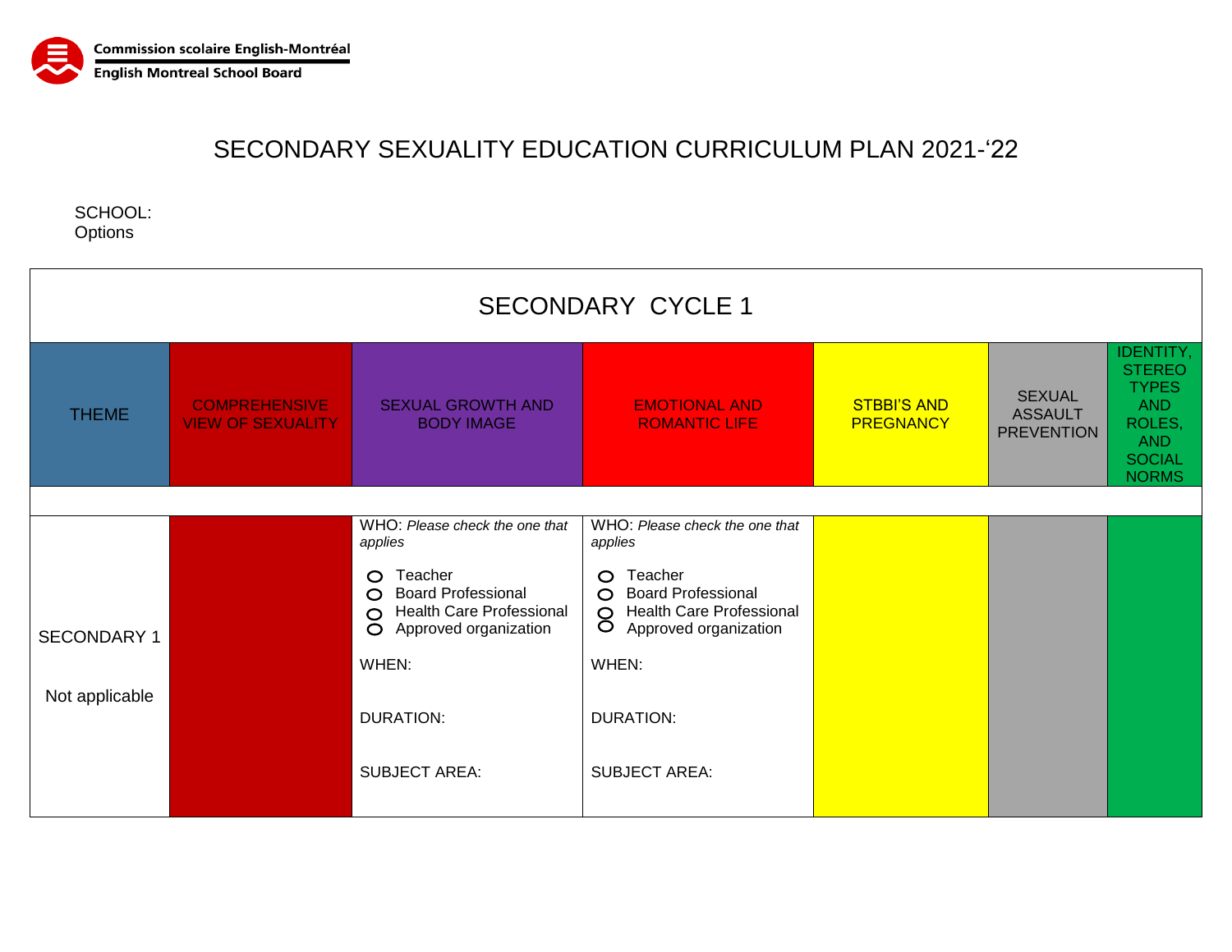Commission scolaire English-Montréal
English Montreal School Board

# SECONDARY SEXUALITY EDUCATION CURRICULUM PLAN 2021-'22

SCHOOL:
Options

| SECONDARY CYCLE 1 | | | | | | |
|---|---|---|---|---|---|---|
| THEME | COMPREHENSIVE VIEW OF SEXUALITY | SEXUAL GROWTH AND BODY IMAGE | EMOTIONAL AND ROMANTIC LIFE | STBBI'S AND PREGNANCY | SEXUAL ASSAULT PREVENTION | IDENTITY, STEREO TYPES AND ROLES, AND SOCIAL NORMS |
| | | | | | | |
| SECONDARY 1<br><br>Not applicable | | WHO: *Please check the one that applies*<br>○ Teacher<br>○ Board Professional<br>○ Health Care Professional<br>○ Approved organization<br><br>WHEN:<br><br>DURATION:<br><br>SUBJECT AREA: | WHO: *Please check the one that applies*<br>○ Teacher<br>○ Board Professional<br>○ Health Care Professional<br>○ Approved organization<br><br>WHEN:<br><br>DURATION:<br><br>SUBJECT AREA: | | | |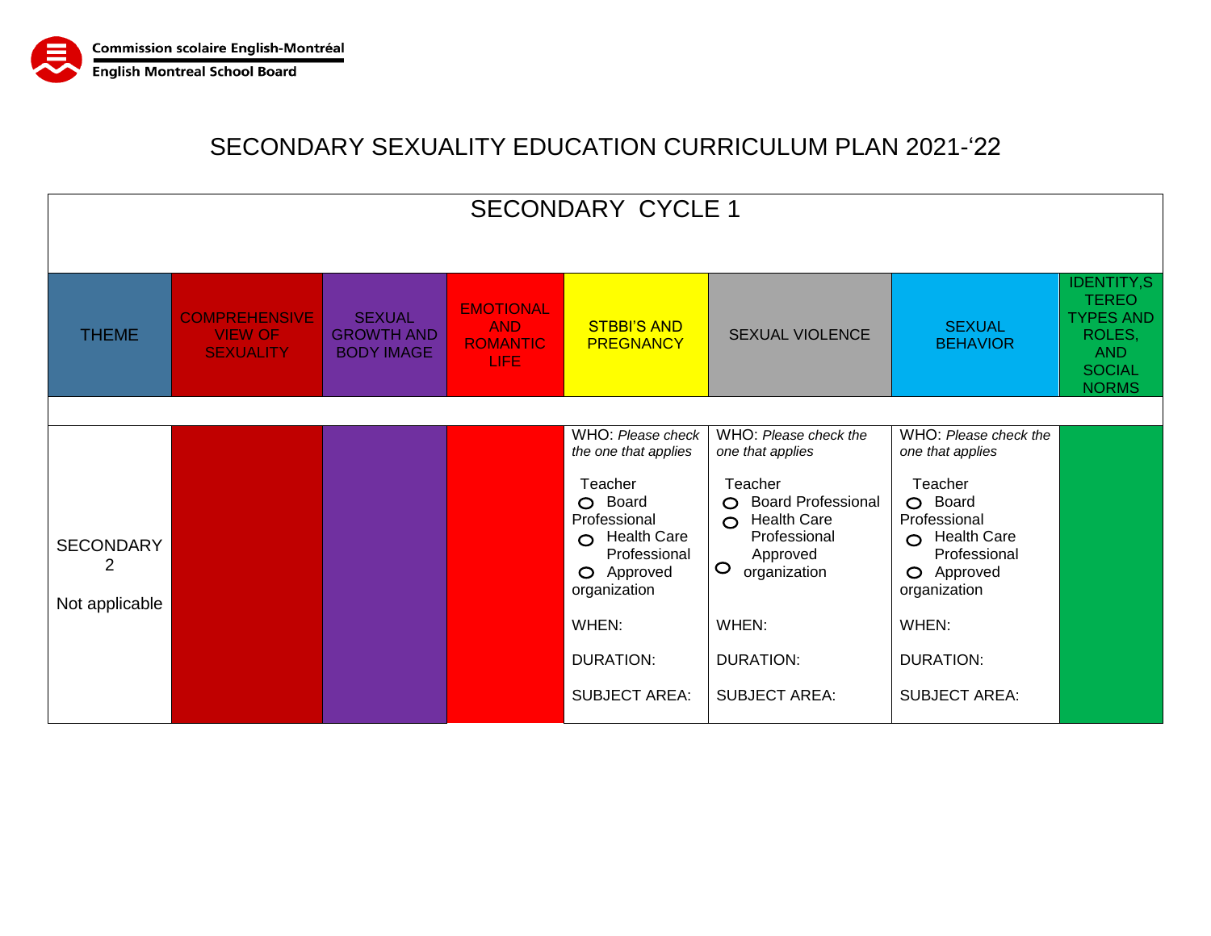Commission scolaire English-Montréal
English Montreal School Board

# SECONDARY SEXUALITY EDUCATION CURRICULUM PLAN 2021-'22

| SECONDARY CYCLE 1 | | | | | | | |
|---|---|---|---|---|---|---|---|
| THEME | COMPREHENSIVE VIEW OF SEXUALITY | SEXUAL GROWTH AND BODY IMAGE | EMOTIONAL AND ROMANTIC LIFE | STBBI'S AND PREGNANCY | SEXUAL VIOLENCE | SEXUAL BEHAVIOR | IDENTITY,STEREOTYPES AND ROLES, AND SOCIAL NORMS |
| | | | | | | | |
| SECONDARY 2<br><br>Not applicable | | | | WHO: *Please check the one that applies*<br><br>Teacher<br>○ Board Professional<br>○ Health Care Professional<br>○ Approved organization<br><br>WHEN:<br><br>DURATION:<br><br>SUBJECT AREA: | WHO: *Please check the one that applies*<br><br>Teacher<br>○ Board Professional<br>○ Health Care Professional Approved<br>○ organization<br><br>WHEN:<br><br>DURATION:<br><br>SUBJECT AREA: | WHO: *Please check the one that applies*<br><br>Teacher<br>○ Board Professional<br>○ Health Care Professional<br>○ Approved organization<br><br>WHEN:<br><br>DURATION:<br><br>SUBJECT AREA: | |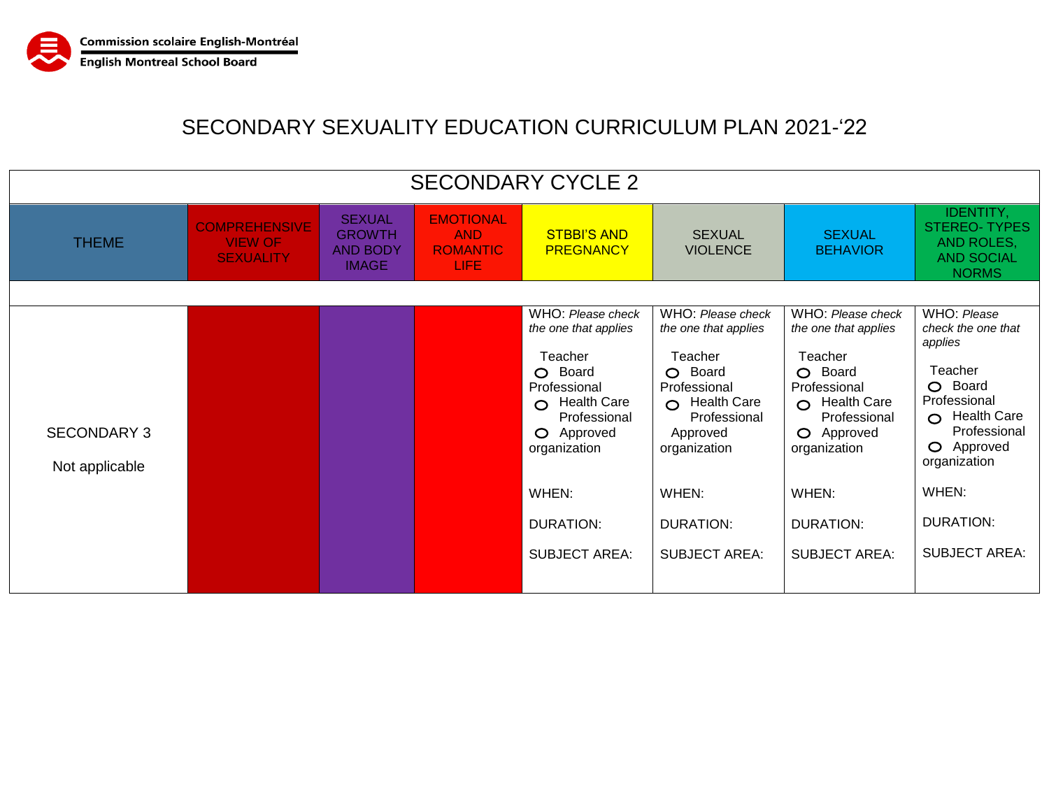Commission scolaire English-Montréal
English Montreal School Board

# SECONDARY SEXUALITY EDUCATION CURRICULUM PLAN 2021-'22

| SECONDARY CYCLE 2 | | | | | | | |
|---|---|---|---|---|---|---|---|
| THEME | COMPREHENSIVE VIEW OF SEXUALITY | SEXUAL GROWTH AND BODY IMAGE | EMOTIONAL AND ROMANTIC LIFE | STBBI'S AND PREGNANCY | SEXUAL VIOLENCE | SEXUAL BEHAVIOR | IDENTITY, STEREO- TYPES AND ROLES, AND SOCIAL NORMS |
| | | | | | | | |
| SECONDARY 3<br><br>Not applicable | | | | WHO: *Please check the one that applies*<br><br>Teacher<br>○ Board Professional<br>○ Health Care Professional<br>○ Approved organization<br><br>WHEN:<br><br>DURATION:<br><br>SUBJECT AREA: | WHO: *Please check the one that applies*<br><br>Teacher<br>○ Board Professional<br>○ Health Care Professional<br>Approved organization<br><br>WHEN:<br><br>DURATION:<br><br>SUBJECT AREA: | WHO: *Please check the one that applies*<br><br>Teacher<br>○ Board Professional<br>○ Health Care Professional<br>○ Approved organization<br><br>WHEN:<br><br>DURATION:<br><br>SUBJECT AREA: | WHO: *Please check the one that applies*<br><br>Teacher<br>○ Board Professional<br>○ Health Care Professional<br>○ Approved organization<br><br>WHEN:<br><br>DURATION:<br><br>SUBJECT AREA: |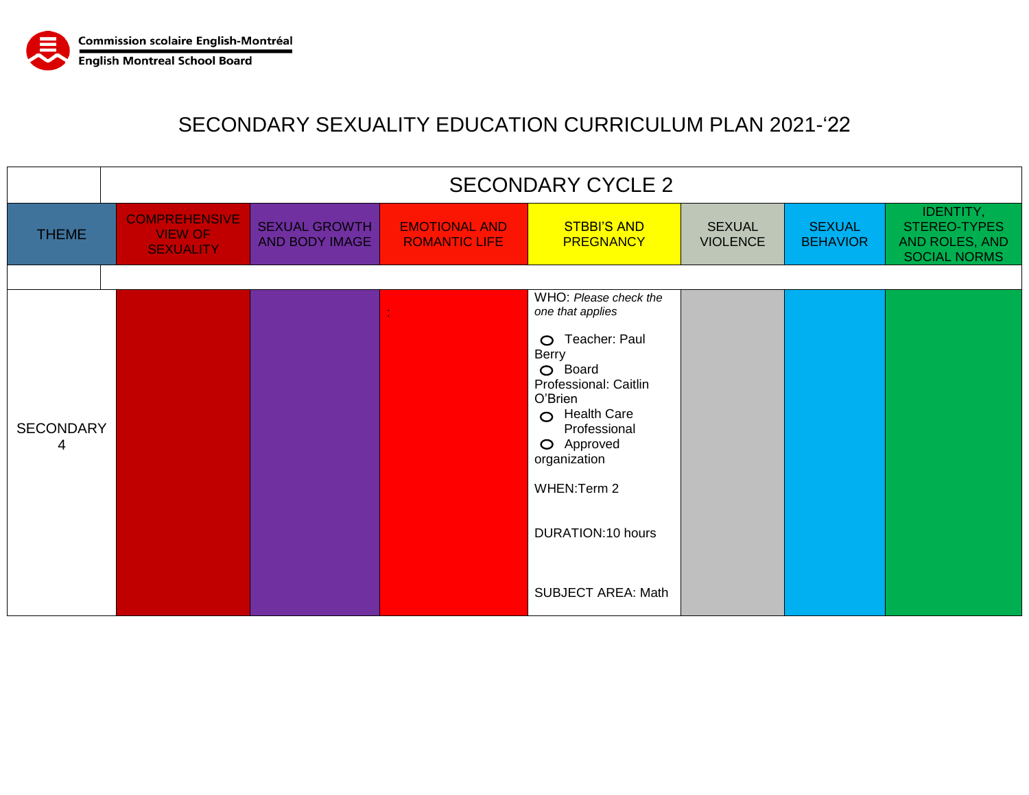Commission scolaire English-Montréal
English Montreal School Board

# SECONDARY SEXUALITY EDUCATION CURRICULUM PLAN 2021-‘22

| | SECONDARY CYCLE 2 | | | | | | |
|---|---|---|---|---|---|---|---|
| THEME | COMPREHENSIVE VIEW OF SEXUALITY | SEXUAL GROWTH AND BODY IMAGE | EMOTIONAL AND ROMANTIC LIFE | STBBI’S AND PREGNANCY | SEXUAL VIOLENCE | SEXUAL BEHAVIOR | IDENTITY, STEREO-TYPES AND ROLES, AND SOCIAL NORMS |
| | | | | | | | |
| SECONDARY 4 | | | : | WHO: *Please check the one that applies*<br><br>○ Teacher: Paul Berry<br>○ Board Professional: Caitlin O’Brien<br>○ Health Care Professional<br>○ Approved organization<br><br>WHEN:Term 2<br><br>DURATION:10 hours<br><br>SUBJECT AREA: Math | | | |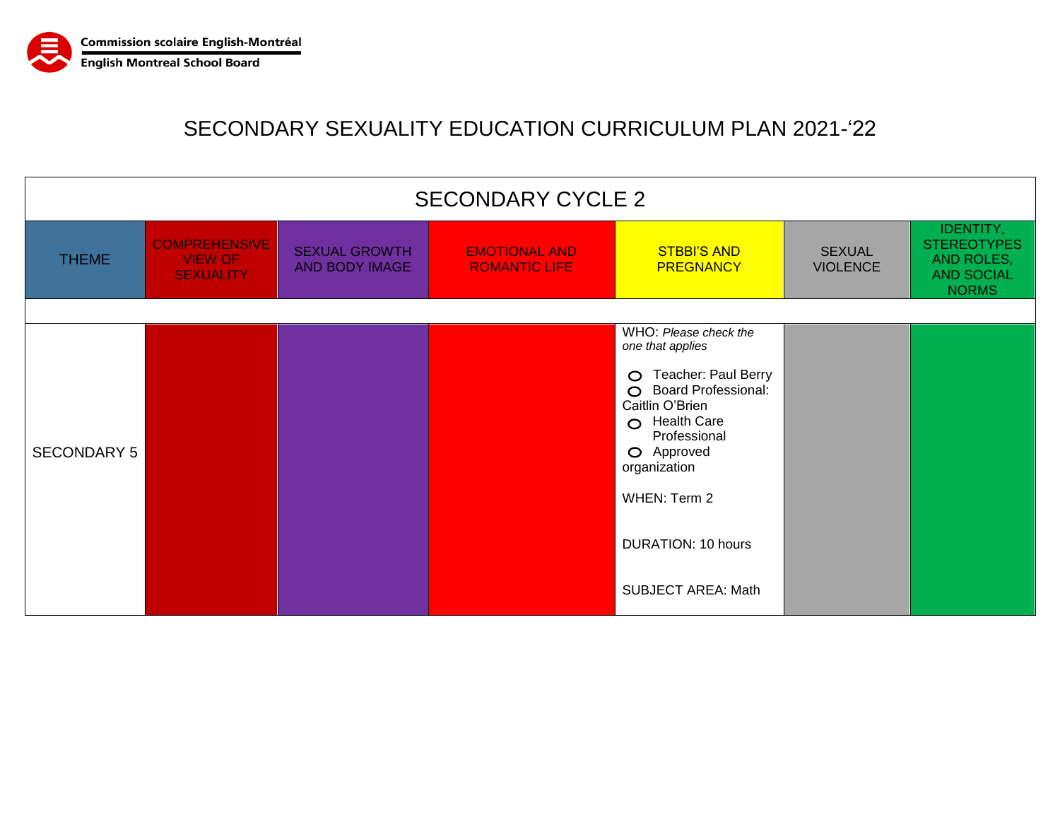Commission scolaire English-Montréal
English Montreal School Board

# SECONDARY SEXUALITY EDUCATION CURRICULUM PLAN 2021-'22

| SECONDARY CYCLE 2 | | | | | | |
|---|---|---|---|---|---|---|
| THEME | COMPREHENSIVE VIEW OF SEXUALITY | SEXUAL GROWTH AND BODY IMAGE | EMOTIONAL AND ROMANTIC LIFE | STBBI'S AND PREGNANCY | SEXUAL VIOLENCE | IDENTITY, STEREOTYPES AND ROLES, AND SOCIAL NORMS |
| SECONDARY 5 | | | | WHO: *Please check the one that applies*<br>○ Teacher: Paul Berry<br>○ Board Professional: Caitlin O'Brien<br>○ Health Care Professional<br>○ Approved organization<br><br>WHEN: Term 2<br><br>DURATION: 10 hours<br><br>SUBJECT AREA: Math | | |